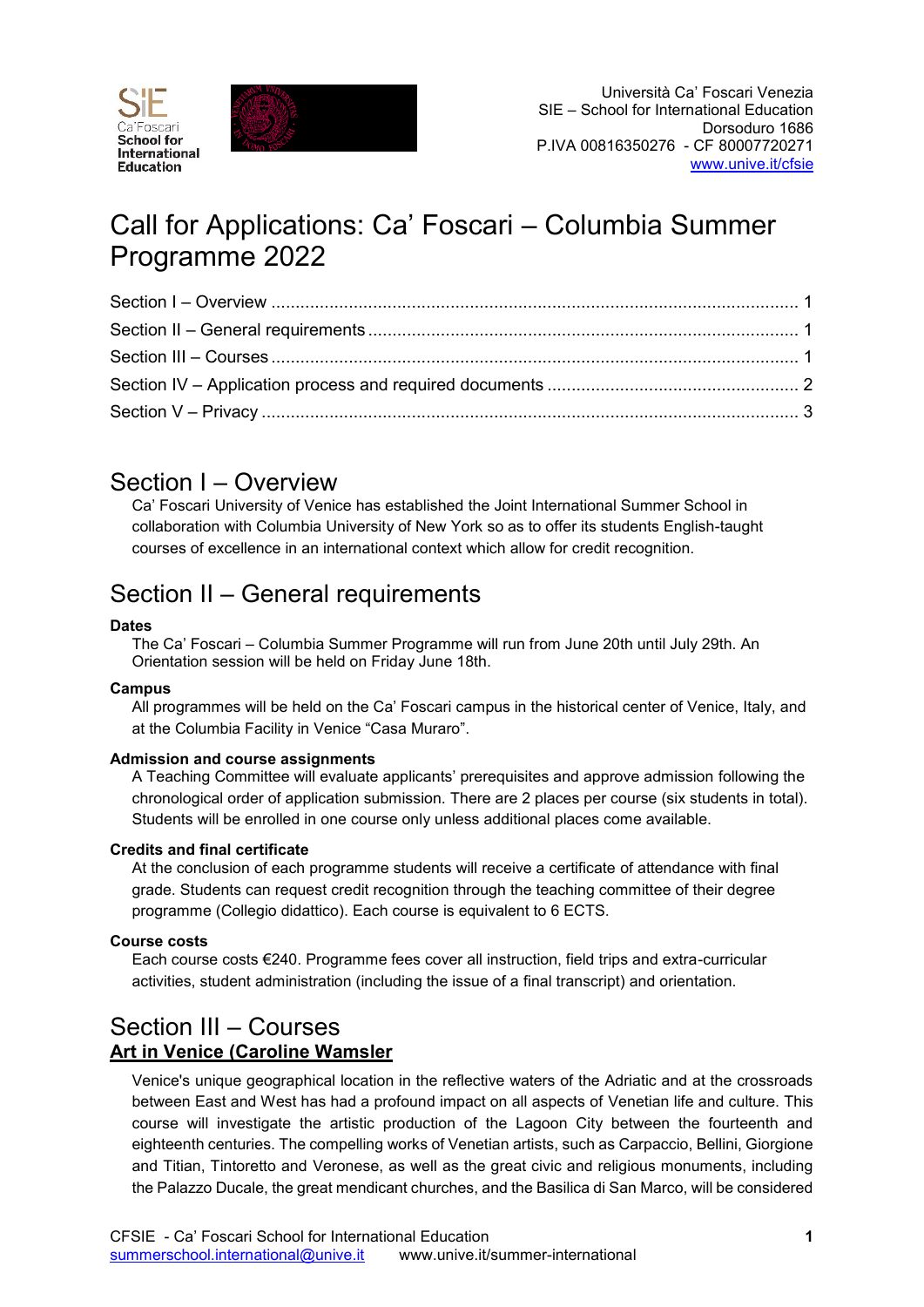Università Ca' Foscari Venezia
SIE – School for International Education
Dorsoduro 1686
P.IVA 00816350276 - CF 80007720271
www.unive.it/cfsie

# Call for Applications: Ca' Foscari – Columbia Summer Programme 2022

Section I – Overview ........................................................ 1
Section II – General requirements ........................................ 1
Section III – Courses ....................................................... 1
Section IV – Application process and required documents .................... 2
Section V – Privacy ......................................................... 3

## Section I – Overview

Ca' Foscari University of Venice has established the Joint International Summer School in collaboration with Columbia University of New York so as to offer its students English-taught courses of excellence in an international context which allow for credit recognition.

## Section II – General requirements

#### Dates

The Ca' Foscari – Columbia Summer Programme will run from June 20th until July 29th. An Orientation session will be held on Friday June 18th.

#### Campus

All programmes will be held on the Ca' Foscari campus in the historical center of Venice, Italy, and at the Columbia Facility in Venice "Casa Muraro".

#### Admission and course assignments

A Teaching Committee will evaluate applicants' prerequisites and approve admission following the chronological order of application submission. There are 2 places per course (six students in total). Students will be enrolled in one course only unless additional places come available.

#### Credits and final certificate

At the conclusion of each programme students will receive a certificate of attendance with final grade. Students can request credit recognition through the teaching committee of their degree programme (Collegio didattico). Each course is equivalent to 6 ECTS.

#### Course costs

Each course costs €240. Programme fees cover all instruction, field trips and extra-curricular activities, student administration (including the issue of a final transcript) and orientation.

## Section III – Courses

### Art in Venice (Caroline Wamsler

Venice's unique geographical location in the reflective waters of the Adriatic and at the crossroads between East and West has had a profound impact on all aspects of Venetian life and culture. This course will investigate the artistic production of the Lagoon City between the fourteenth and eighteenth centuries. The compelling works of Venetian artists, such as Carpaccio, Bellini, Giorgione and Titian, Tintoretto and Veronese, as well as the great civic and religious monuments, including the Palazzo Ducale, the great mendicant churches, and the Basilica di San Marco, will be considered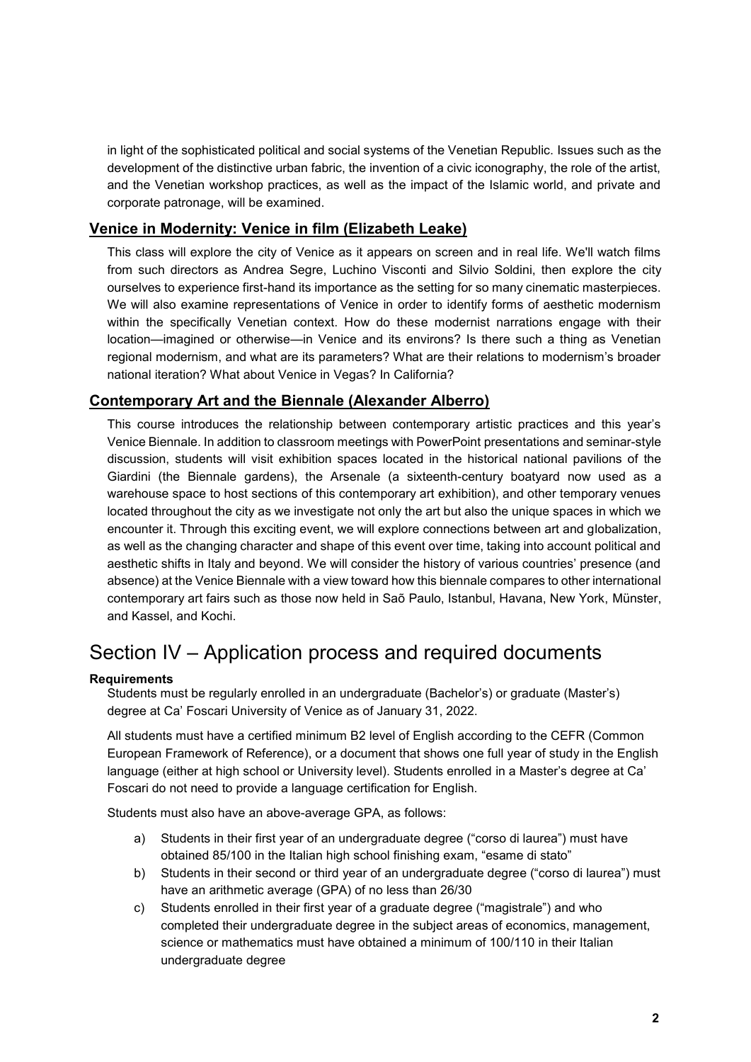in light of the sophisticated political and social systems of the Venetian Republic. Issues such as the development of the distinctive urban fabric, the invention of a civic iconography, the role of the artist, and the Venetian workshop practices, as well as the impact of the Islamic world, and private and corporate patronage, will be examined.

### Venice in Modernity: Venice in film (Elizabeth Leake)

This class will explore the city of Venice as it appears on screen and in real life. We'll watch films from such directors as Andrea Segre, Luchino Visconti and Silvio Soldini, then explore the city ourselves to experience first-hand its importance as the setting for so many cinematic masterpieces. We will also examine representations of Venice in order to identify forms of aesthetic modernism within the specifically Venetian context. How do these modernist narrations engage with their location—imagined or otherwise—in Venice and its environs? Is there such a thing as Venetian regional modernism, and what are its parameters? What are their relations to modernism's broader national iteration? What about Venice in Vegas? In California?

### Contemporary Art and the Biennale (Alexander Alberro)

This course introduces the relationship between contemporary artistic practices and this year's Venice Biennale. In addition to classroom meetings with PowerPoint presentations and seminar-style discussion, students will visit exhibition spaces located in the historical national pavilions of the Giardini (the Biennale gardens), the Arsenale (a sixteenth-century boatyard now used as a warehouse space to host sections of this contemporary art exhibition), and other temporary venues located throughout the city as we investigate not only the art but also the unique spaces in which we encounter it. Through this exciting event, we will explore connections between art and globalization, as well as the changing character and shape of this event over time, taking into account political and aesthetic shifts in Italy and beyond. We will consider the history of various countries' presence (and absence) at the Venice Biennale with a view toward how this biennale compares to other international contemporary art fairs such as those now held in Saõ Paulo, Istanbul, Havana, New York, Münster, and Kassel, and Kochi.

## Section IV – Application process and required documents

**Requirements**

Students must be regularly enrolled in an undergraduate (Bachelor's) or graduate (Master's) degree at Ca' Foscari University of Venice as of January 31, 2022.

All students must have a certified minimum B2 level of English according to the CEFR (Common European Framework of Reference), or a document that shows one full year of study in the English language (either at high school or University level). Students enrolled in a Master's degree at Ca' Foscari do not need to provide a language certification for English.

Students must also have an above-average GPA, as follows:

a) Students in their first year of an undergraduate degree ("corso di laurea") must have obtained 85/100 in the Italian high school finishing exam, "esame di stato"
b) Students in their second or third year of an undergraduate degree ("corso di laurea") must have an arithmetic average (GPA) of no less than 26/30
c) Students enrolled in their first year of a graduate degree ("magistrale") and who completed their undergraduate degree in the subject areas of economics, management, science or mathematics must have obtained a minimum of 100/110 in their Italian undergraduate degree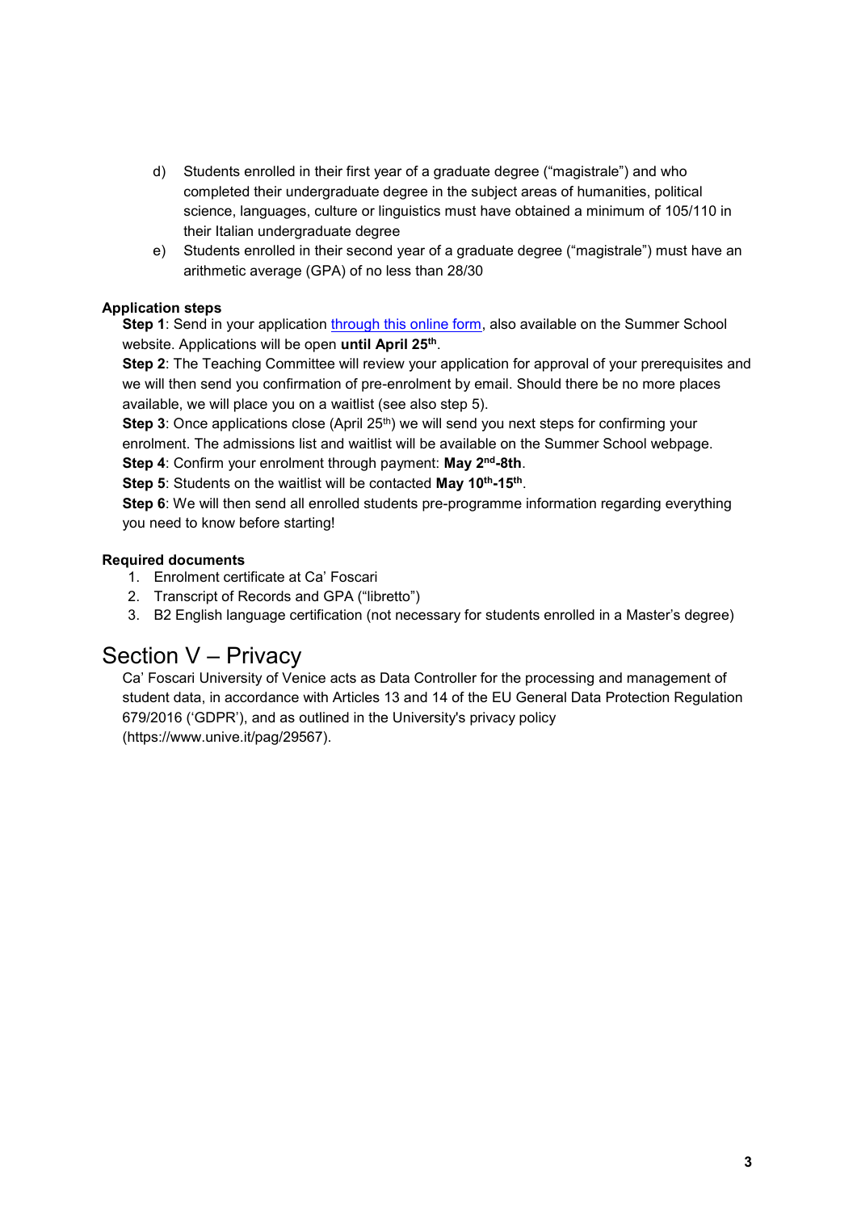d) Students enrolled in their first year of a graduate degree ("magistrale") and who completed their undergraduate degree in the subject areas of humanities, political science, languages, culture or linguistics must have obtained a minimum of 105/110 in their Italian undergraduate degree
e) Students enrolled in their second year of a graduate degree ("magistrale") must have an arithmetic average (GPA) of no less than 28/30

**Application steps**

**Step 1**: Send in your application through this online form, also available on the Summer School website. Applications will be open **until April 25th**.

**Step 2**: The Teaching Committee will review your application for approval of your prerequisites and we will then send you confirmation of pre-enrolment by email. Should there be no more places available, we will place you on a waitlist (see also step 5).

**Step 3**: Once applications close (April 25th) we will send you next steps for confirming your enrolment. The admissions list and waitlist will be available on the Summer School webpage.

**Step 4**: Confirm your enrolment through payment: **May 2nd-8th**.

**Step 5**: Students on the waitlist will be contacted **May 10th-15th**.

**Step 6**: We will then send all enrolled students pre-programme information regarding everything you need to know before starting!

**Required documents**

1. Enrolment certificate at Ca' Foscari
2. Transcript of Records and GPA ("libretto")
3. B2 English language certification (not necessary for students enrolled in a Master's degree)

# Section V – Privacy

Ca' Foscari University of Venice acts as Data Controller for the processing and management of student data, in accordance with Articles 13 and 14 of the EU General Data Protection Regulation 679/2016 ('GDPR'), and as outlined in the University's privacy policy (https://www.unive.it/pag/29567).